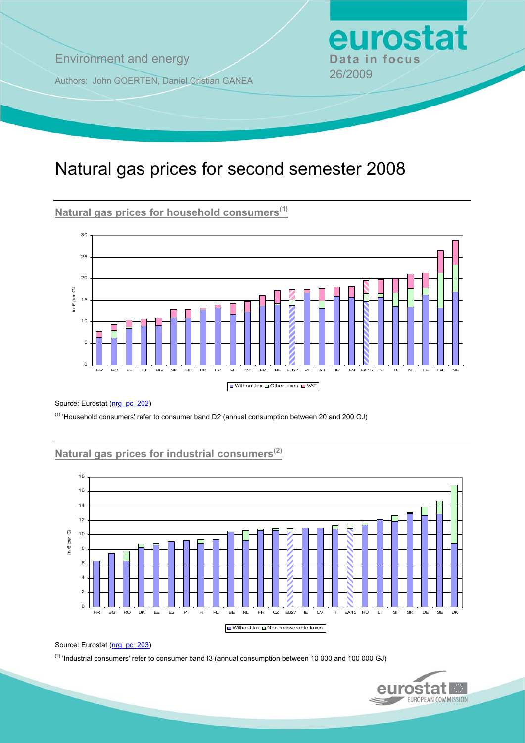Environment and energy

Authors: John GOERTEN, Daniel Cristian GANEA

**eurostat**
**Data in focus**
26/2009

# Natural gas prices for second semester 2008

## Natural gas prices for household consumers[(1)]

Source: Eurostat (nrg_pc_202)

[(1)] 'Household consumers' refer to consumer band D2 (annual consumption between 20 and 200 GJ)

## Natural gas prices for industrial consumers[(2)]

Source: Eurostat (nrg_pc_203)

[(2)] 'Industrial consumers' refer to consumer band I3 (annual consumption between 10 000 and 100 000 GJ)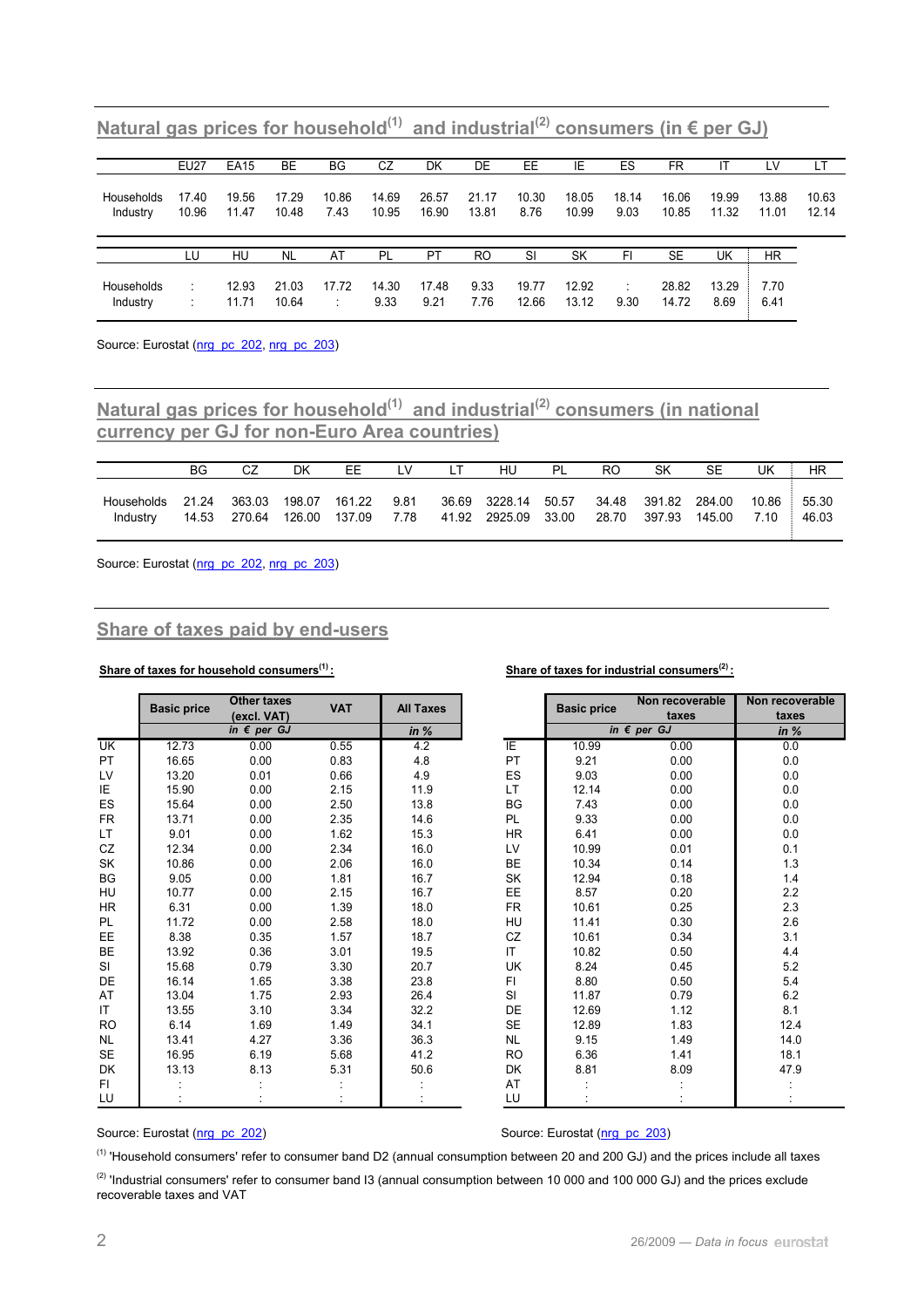## Natural gas prices for household[(1)] and industrial[(2)] consumers (in € per GJ)

| | EU27 | EA15 | BE | BG | CZ | DK | DE | EE | IE | ES | FR | IT | LV | LT |
|---|---|---|---|---|---|---|---|---|---|---|---|---|---|---|
| Households | 17.40 | 19.56 | 17.29 | 10.86 | 14.69 | 26.57 | 21.17 | 10.30 | 18.05 | 18.14 | 16.06 | 19.99 | 13.88 | 10.63 |
| Industry | 10.96 | 11.47 | 10.48 | 7.43 | 10.95 | 16.90 | 13.81 | 8.76 | 10.99 | 9.03 | 10.85 | 11.32 | 11.01 | 12.14 |

| | LU | HU | NL | AT | PL | PT | RO | SI | SK | FI | SE | UK | HR |
|---|---|---|---|---|---|---|---|---|---|---|---|---|---|
| Households | : | 12.93 | 21.03 | 17.72 | 14.30 | 17.48 | 9.33 | 19.77 | 12.92 | : | 28.82 | 13.29 | 7.70 |
| Industry | : | 11.71 | 10.64 | : | 9.33 | 9.21 | 7.76 | 12.66 | 13.12 | 9.30 | 14.72 | 8.69 | 6.41 |

Source: Eurostat (nrg_pc_202, nrg_pc_203)

## Natural gas prices for household[(1)] and industrial[(2)] consumers (in national currency per GJ for non-Euro Area countries)

| | BG | CZ | DK | EE | LV | LT | HU | PL | RO | SK | SE | UK | HR |
|---|---|---|---|---|---|---|---|---|---|---|---|---|---|
| Households | 21.24 | 363.03 | 198.07 | 161.22 | 9.81 | 36.69 | 3228.14 | 50.57 | 34.48 | 391.82 | 284.00 | 10.86 | 55.30 |
| Industry | 14.53 | 270.64 | 126.00 | 137.09 | 7.78 | 41.92 | 2925.09 | 33.00 | 28.70 | 397.93 | 145.00 | 7.10 | 46.03 |

Source: Eurostat (nrg_pc_202, nrg_pc_203)

## Share of taxes paid by end-users

**Share of taxes for household consumers[(1)]:**

| | Basic price | Other taxes (excl. VAT) | VAT | All Taxes |
|---|---|---|---|---|
| | in € per GJ | | | in % |
| UK | 12.73 | 0.00 | 0.55 | 4.2 |
| PT | 16.65 | 0.00 | 0.83 | 4.8 |
| LV | 13.20 | 0.01 | 0.66 | 4.9 |
| IE | 15.90 | 0.00 | 2.15 | 11.9 |
| ES | 15.64 | 0.00 | 2.50 | 13.8 |
| FR | 13.71 | 0.00 | 2.35 | 14.6 |
| LT | 9.01 | 0.00 | 1.62 | 15.3 |
| CZ | 12.34 | 0.00 | 2.34 | 16.0 |
| SK | 10.86 | 0.00 | 2.06 | 16.0 |
| BG | 9.05 | 0.00 | 1.81 | 16.7 |
| HU | 10.77 | 0.00 | 2.15 | 16.7 |
| HR | 6.31 | 0.00 | 1.39 | 18.0 |
| PL | 11.72 | 0.00 | 2.58 | 18.0 |
| EE | 8.38 | 0.35 | 1.57 | 18.7 |
| BE | 13.92 | 0.36 | 3.01 | 19.5 |
| SI | 15.68 | 0.79 | 3.30 | 20.7 |
| DE | 16.14 | 1.65 | 3.38 | 23.8 |
| AT | 13.04 | 1.75 | 2.93 | 26.4 |
| IT | 13.55 | 3.10 | 3.34 | 32.2 |
| RO | 6.14 | 1.69 | 1.49 | 34.1 |
| NL | 13.41 | 4.27 | 3.36 | 36.3 |
| SE | 16.95 | 6.19 | 5.68 | 41.2 |
| DK | 13.13 | 8.13 | 5.31 | 50.6 |
| FI | : | : | : | : |
| LU | : | : | : | : |

Source: Eurostat (nrg_pc_202)

**Share of taxes for industrial consumers[(2)]:**

| | Basic price | Non recoverable taxes | Non recoverable taxes |
|---|---|---|---|
| | in € per GJ | | in % |
| IE | 10.99 | 0.00 | 0.0 |
| PT | 9.21 | 0.00 | 0.0 |
| ES | 9.03 | 0.00 | 0.0 |
| LT | 12.14 | 0.00 | 0.0 |
| BG | 7.43 | 0.00 | 0.0 |
| PL | 9.33 | 0.00 | 0.0 |
| HR | 6.41 | 0.00 | 0.0 |
| LV | 10.99 | 0.01 | 0.1 |
| BE | 10.34 | 0.14 | 1.3 |
| SK | 12.94 | 0.18 | 1.4 |
| EE | 8.57 | 0.20 | 2.2 |
| FR | 10.61 | 0.25 | 2.3 |
| HU | 11.41 | 0.30 | 2.6 |
| CZ | 10.61 | 0.34 | 3.1 |
| IT | 10.82 | 0.50 | 4.4 |
| UK | 8.24 | 0.45 | 5.2 |
| FI | 8.80 | 0.50 | 5.4 |
| SI | 11.87 | 0.79 | 6.2 |
| DE | 12.69 | 1.12 | 8.1 |
| SE | 12.89 | 1.83 | 12.4 |
| NL | 9.15 | 1.49 | 14.0 |
| RO | 6.36 | 1.41 | 18.1 |
| DK | 8.81 | 8.09 | 47.9 |
| AT | : | : | : |
| LU | : | : | : |

Source: Eurostat (nrg_pc_203)

[(1)] 'Household consumers' refer to consumer band D2 (annual consumption between 20 and 200 GJ) and the prices include all taxes

[(2)] 'Industrial consumers' refer to consumer band I3 (annual consumption between 10 000 and 100 000 GJ) and the prices exclude recoverable taxes and VAT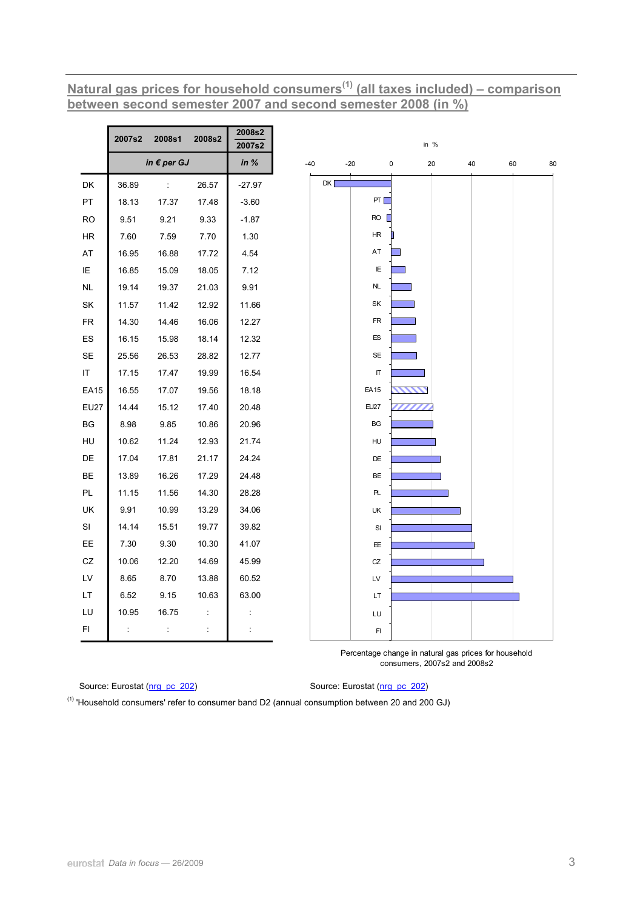## Natural gas prices for household consumers[1] (all taxes included) – comparison between second semester 2007 and second semester 2008 (in %)

| | 2007s2 | 2008s1 | 2008s2 | 2008s2 / 2007s2 |
|---|---|---|---|---|
| | *in € per GJ* | | | *in %* |
| DK | 36.89 | : | 26.57 | -27.97 |
| PT | 18.13 | 17.37 | 17.48 | -3.60 |
| RO | 9.51 | 9.21 | 9.33 | -1.87 |
| HR | 7.60 | 7.59 | 7.70 | 1.30 |
| AT | 16.95 | 16.88 | 17.72 | 4.54 |
| IE | 16.85 | 15.09 | 18.05 | 7.12 |
| NL | 19.14 | 19.37 | 21.03 | 9.91 |
| SK | 11.57 | 11.42 | 12.92 | 11.66 |
| FR | 14.30 | 14.46 | 16.06 | 12.27 |
| ES | 16.15 | 15.98 | 18.14 | 12.32 |
| SE | 25.56 | 26.53 | 28.82 | 12.77 |
| IT | 17.15 | 17.47 | 19.99 | 16.54 |
| EA15 | 16.55 | 17.07 | 19.56 | 18.18 |
| EU27 | 14.44 | 15.12 | 17.40 | 20.48 |
| BG | 8.98 | 9.85 | 10.86 | 20.96 |
| HU | 10.62 | 11.24 | 12.93 | 21.74 |
| DE | 17.04 | 17.81 | 21.17 | 24.24 |
| BE | 13.89 | 16.26 | 17.29 | 24.48 |
| PL | 11.15 | 11.56 | 14.30 | 28.28 |
| UK | 9.91 | 10.99 | 13.29 | 34.06 |
| SI | 14.14 | 15.51 | 19.77 | 39.82 |
| EE | 7.30 | 9.30 | 10.30 | 41.07 |
| CZ | 10.06 | 12.20 | 14.69 | 45.99 |
| LV | 8.65 | 8.70 | 13.88 | 60.52 |
| LT | 6.52 | 9.15 | 10.63 | 63.00 |
| LU | 10.95 | 16.75 | : | : |
| FI | : | : | : | : |

Source: Eurostat (nrg_pc_202)

Percentage change in natural gas prices for household consumers, 2007s2 and 2008s2

Source: Eurostat (nrg_pc_202)

[1] 'Household consumers' refer to consumer band D2 (annual consumption between 20 and 200 GJ)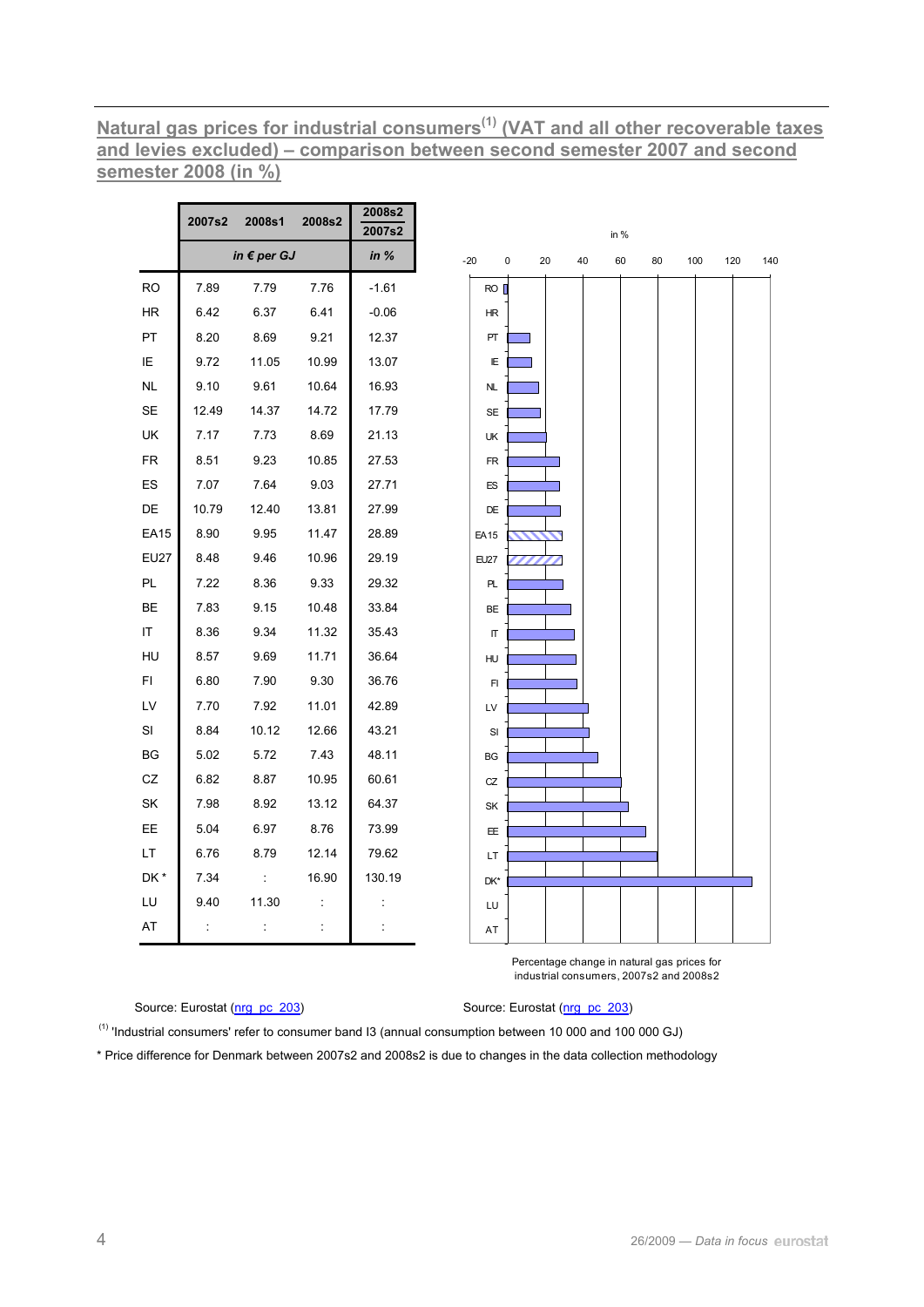## Natural gas prices for industrial consumers[1] (VAT and all other recoverable taxes and levies excluded) – comparison between second semester 2007 and second semester 2008 (in %)

| | 2007s2 | 2008s1 | 2008s2 | 2008s2 / 2007s2 |
|---|---|---|---|---|
| | *in € per GJ* | | | *in %* |
| RO | 7.89 | 7.79 | 7.76 | -1.61 |
| HR | 6.42 | 6.37 | 6.41 | -0.06 |
| PT | 8.20 | 8.69 | 9.21 | 12.37 |
| IE | 9.72 | 11.05 | 10.99 | 13.07 |
| NL | 9.10 | 9.61 | 10.64 | 16.93 |
| SE | 12.49 | 14.37 | 14.72 | 17.79 |
| UK | 7.17 | 7.73 | 8.69 | 21.13 |
| FR | 8.51 | 9.23 | 10.85 | 27.53 |
| ES | 7.07 | 7.64 | 9.03 | 27.71 |
| DE | 10.79 | 12.40 | 13.81 | 27.99 |
| EA15 | 8.90 | 9.95 | 11.47 | 28.89 |
| EU27 | 8.48 | 9.46 | 10.96 | 29.19 |
| PL | 7.22 | 8.36 | 9.33 | 29.32 |
| BE | 7.83 | 9.15 | 10.48 | 33.84 |
| IT | 8.36 | 9.34 | 11.32 | 35.43 |
| HU | 8.57 | 9.69 | 11.71 | 36.64 |
| FI | 6.80 | 7.90 | 9.30 | 36.76 |
| LV | 7.70 | 7.92 | 11.01 | 42.89 |
| SI | 8.84 | 10.12 | 12.66 | 43.21 |
| BG | 5.02 | 5.72 | 7.43 | 48.11 |
| CZ | 6.82 | 8.87 | 10.95 | 60.61 |
| SK | 7.98 | 8.92 | 13.12 | 64.37 |
| EE | 5.04 | 6.97 | 8.76 | 73.99 |
| LT | 6.76 | 8.79 | 12.14 | 79.62 |
| DK * | 7.34 | : | 16.90 | 130.19 |
| LU | 9.40 | 11.30 | : | : |
| AT | : | : | : | : |

Source: Eurostat (nrg_pc_203)

Percentage change in natural gas prices for industrial consumers, 2007s2 and 2008s2

Source: Eurostat (nrg_pc_203)

[1] 'Industrial consumers' refer to consumer band I3 (annual consumption between 10 000 and 100 000 GJ)

* Price difference for Denmark between 2007s2 and 2008s2 is due to changes in the data collection methodology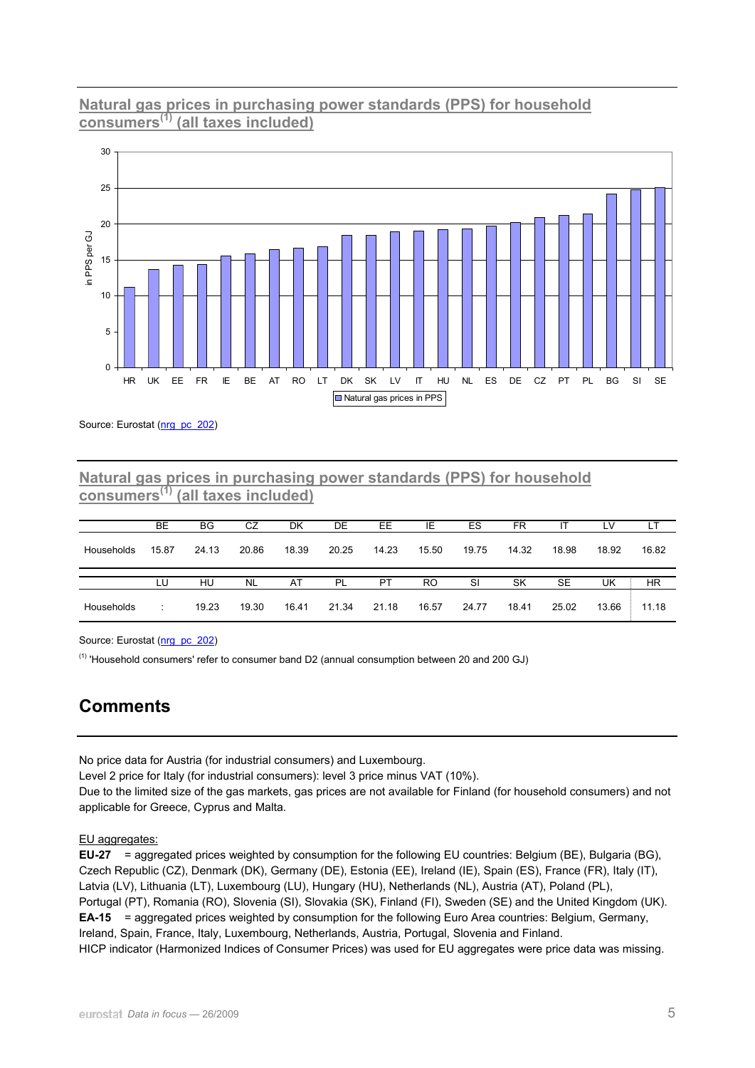## Natural gas prices in purchasing power standards (PPS) for household consumers[(1)] (all taxes included)

Source: Eurostat (nrg_pc_202)

## Natural gas prices in purchasing power standards (PPS) for household consumers[(1)] (all taxes included)

| | BE | BG | CZ | DK | DE | EE | IE | ES | FR | IT | LV | LT |
|---|---|---|---|---|---|---|---|---|---|---|---|---|
| Households | 15.87 | 24.13 | 20.86 | 18.39 | 20.25 | 14.23 | 15.50 | 19.75 | 14.32 | 18.98 | 18.92 | 16.82 |

| | LU | HU | NL | AT | PL | PT | RO | SI | SK | SE | UK | HR |
|---|---|---|---|---|---|---|---|---|---|---|---|---|
| Households | : | 19.23 | 19.30 | 16.41 | 21.34 | 21.18 | 16.57 | 24.77 | 18.41 | 25.02 | 13.66 | 11.18 |

Source: Eurostat (nrg_pc_202)

[(1)] 'Household consumers' refer to consumer band D2 (annual consumption between 20 and 200 GJ)

# Comments

No price data for Austria (for industrial consumers) and Luxembourg.
Level 2 price for Italy (for industrial consumers): level 3 price minus VAT (10%).
Due to the limited size of the gas markets, gas prices are not available for Finland (for household consumers) and not applicable for Greece, Cyprus and Malta.

EU aggregates:
**EU-27** = aggregated prices weighted by consumption for the following EU countries: Belgium (BE), Bulgaria (BG), Czech Republic (CZ), Denmark (DK), Germany (DE), Estonia (EE), Ireland (IE), Spain (ES), France (FR), Italy (IT), Latvia (LV), Lithuania (LT), Luxembourg (LU), Hungary (HU), Netherlands (NL), Austria (AT), Poland (PL), Portugal (PT), Romania (RO), Slovenia (SI), Slovakia (SK), Finland (FI), Sweden (SE) and the United Kingdom (UK).
**EA-15** = aggregated prices weighted by consumption for the following Euro Area countries: Belgium, Germany, Ireland, Spain, France, Italy, Luxembourg, Netherlands, Austria, Portugal, Slovenia and Finland.
HICP indicator (Harmonized Indices of Consumer Prices) was used for EU aggregates were price data was missing.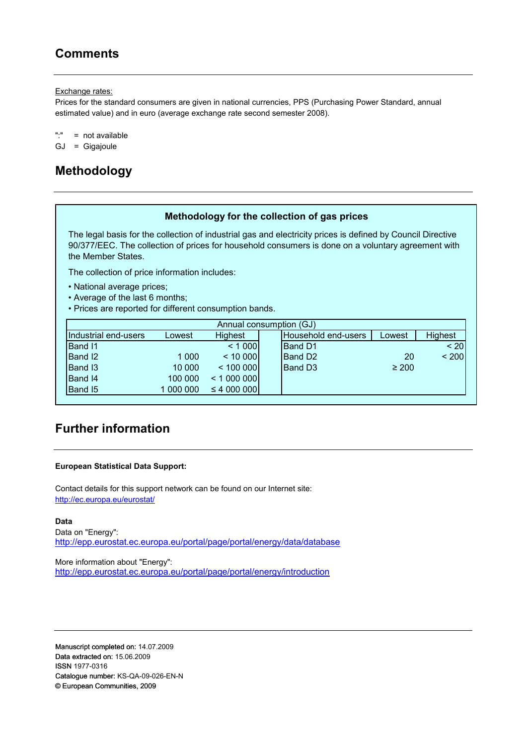## Comments

Exchange rates:
Prices for the standard consumers are given in national currencies, PPS (Purchasing Power Standard, annual estimated value) and in euro (average exchange rate second semester 2008).

":" = not available
GJ = Gigajoule

## Methodology

### Methodology for the collection of gas prices

The legal basis for the collection of industrial gas and electricity prices is defined by Council Directive 90/377/EEC. The collection of prices for household consumers is done on a voluntary agreement with the Member States.

The collection of price information includes:

- National average prices;
- Average of the last 6 months;
- Prices are reported for different consumption bands.

| Annual consumption (GJ) | | | | | |
|---|---|---|---|---|---|
| Industrial end-users | Lowest | Highest | Household end-users | Lowest | Highest |
| Band I1 | | < 1 000 | Band D1 | | < 20 |
| Band I2 | 1 000 | < 10 000 | Band D2 | 20 | < 200 |
| Band I3 | 10 000 | < 100 000 | Band D3 | ≥ 200 | |
| Band I4 | 100 000 | < 1 000 000 | | | |
| Band I5 | 1 000 000 | ≤ 4 000 000 | | | |

## Further information

**European Statistical Data Support:**

Contact details for this support network can be found on our Internet site:
http://ec.europa.eu/eurostat/

**Data**
Data on "Energy":
http://epp.eurostat.ec.europa.eu/portal/page/portal/energy/data/database

More information about "Energy":
http://epp.eurostat.ec.europa.eu/portal/page/portal/energy/introduction

Manuscript completed on: 14.07.2009
Data extracted on: 15.06.2009
ISSN 1977-0316
Catalogue number: KS-QA-09-026-EN-N
© European Communities, 2009